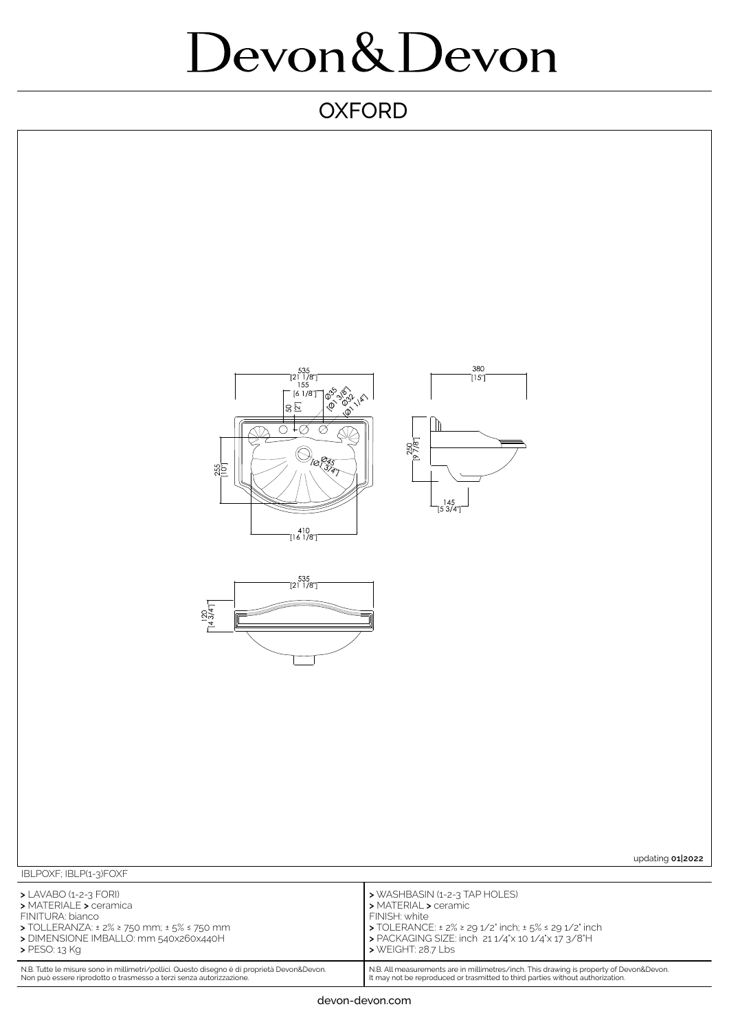# Devon&Devon

## OXFORD

535
[21 1/8"]
155
[6 1/8"]
50
[2"]
Ø35
[Ø1 3/8"]
Ø32
[Ø1 1/4"]
Ø45
[Ø1 3/4"]
255
[10"]
410
[16 1/8"]

380
[15"]
250
[9 7/8"]
145
[5 3/4"]

535
[21 1/8"]
120
[4 3/4"]

updating **01|2022**

IBLPOXF; IBLP(1-3)FOXF

| | |
|---|---|
| **>** LAVABO (1-2-3 FORI)<br>**>** MATERIALE **>** ceramica<br>FINITURA: bianco<br>**>** TOLLERANZA: ± 2% ≥ 750 mm; ± 5% ≤ 750 mm<br>**>** DIMENSIONE IMBALLO: mm 540x260x440H<br>**>** PESO: 13 Kg | **>** WASHBASIN (1-2-3 TAP HOLES)<br>**>** MATERIAL **>** ceramic<br>FINISH: white<br>**>** TOLERANCE: ± 2% ≥ 29 1/2" inch; ± 5% ≤ 29 1/2" inch<br>**>** PACKAGING SIZE: inch 21 1/4"x 10 1/4"x 17 3/8"H<br>**>** WEIGHT: 28.7 Lbs |
| N.B. Tutte le misure sono in millimetri/pollici. Questo disegno è di proprietà Devon&Devon. Non può essere riprodotto o trasmesso a terzi senza autorizzazione. | N.B. All measurements are in millimetres/inch. This drawing is property of Devon&Devon. It may not be reproduced or trasmitted to third parties without authorization. |

devon-devon.com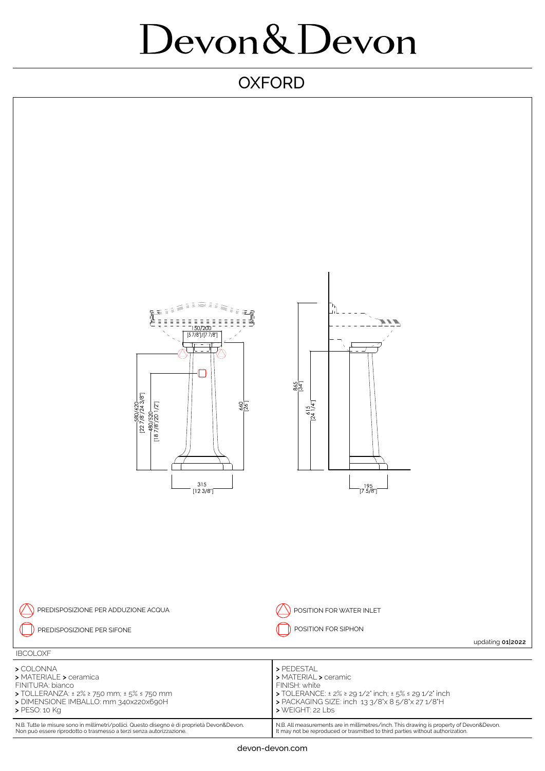# Devon&Devon

## OXFORD

150/200
[5 7/8"]/[7 7/8"]

580/620
[22 7/8"/24 3/8"]

480/520
[18 7/8"/20 1/2"]

660
[26"]

315
[12 3/8"]

865
[34"]

615
[24 1/4"]

195
[7 5/8"]

PREDISPOSIZIONE PER ADDUZIONE ACQUA

PREDISPOSIZIONE PER SIFONE

POSITION FOR WATER INLET

POSITION FOR SIPHON

updating **01|2022**

IBCOLOXF

> COLONNA
> MATERIALE > ceramica
FINITURA: bianco
> TOLLERANZA: ± 2% ≥ 750 mm; ± 5% ≤ 750 mm
> DIMENSIONE IMBALLO: mm 340x220x690H
> PESO: 10 Kg

> PEDESTAL
> MATERIAL > ceramic
FINISH: white
> TOLERANCE: ± 2% ≥ 29 1/2" inch; ± 5% ≤ 29 1/2" inch
> PACKAGING SIZE: inch 13 3/8"x 8 5/8"x 27 1/8"H
> WEIGHT: 22 Lbs

N.B. Tutte le misure sono in millimetri/pollici. Questo disegno è di proprietà Devon&Devon. Non può essere riprodotto o trasmesso a terzi senza autorizzazione.

N.B. All measurements are in millimetres/inch. This drawing is property of Devon&Devon. It may not be reproduced or trasmitted to third parties without authorization.

devon-devon.com